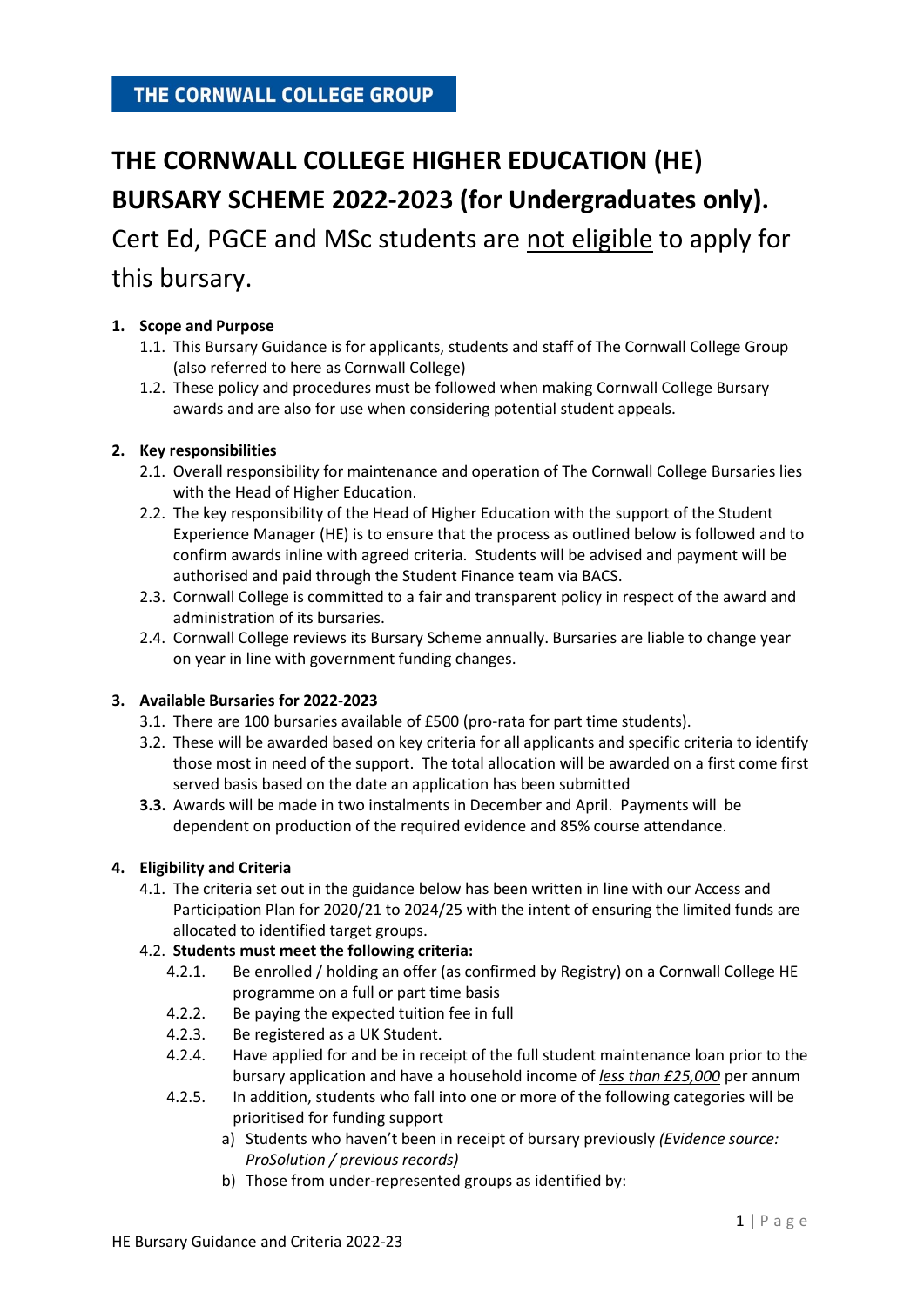THE CORNWALL COLLEGE GROUP

# THE CORNWALL COLLEGE HIGHER EDUCATION (HE) BURSARY SCHEME 2022-2023 (for Undergraduates only).

Cert Ed, PGCE and MSc students are <u>not eligible</u> to apply for this bursary.

**1. Scope and Purpose**

1.1. This Bursary Guidance is for applicants, students and staff of The Cornwall College Group (also referred to here as Cornwall College)

1.2. These policy and procedures must be followed when making Cornwall College Bursary awards and are also for use when considering potential student appeals.

**2. Key responsibilities**

2.1. Overall responsibility for maintenance and operation of The Cornwall College Bursaries lies with the Head of Higher Education.

2.2. The key responsibility of the Head of Higher Education with the support of the Student Experience Manager (HE) is to ensure that the process as outlined below is followed and to confirm awards inline with agreed criteria. Students will be advised and payment will be authorised and paid through the Student Finance team via BACS.

2.3. Cornwall College is committed to a fair and transparent policy in respect of the award and administration of its bursaries.

2.4. Cornwall College reviews its Bursary Scheme annually. Bursaries are liable to change year on year in line with government funding changes.

**3. Available Bursaries for 2022-2023**

3.1. There are 100 bursaries available of £500 (pro-rata for part time students).

3.2. These will be awarded based on key criteria for all applicants and specific criteria to identify those most in need of the support. The total allocation will be awarded on a first come first served basis based on the date an application has been submitted

**3.3.** Awards will be made in two instalments in December and April. Payments will be dependent on production of the required evidence and 85% course attendance.

**4. Eligibility and Criteria**

4.1. The criteria set out in the guidance below has been written in line with our Access and Participation Plan for 2020/21 to 2024/25 with the intent of ensuring the limited funds are allocated to identified target groups.

4.2. **Students must meet the following criteria:**

4.2.1. Be enrolled / holding an offer (as confirmed by Registry) on a Cornwall College HE programme on a full or part time basis

4.2.2. Be paying the expected tuition fee in full

4.2.3. Be registered as a UK Student.

4.2.4. Have applied for and be in receipt of the full student maintenance loan prior to the bursary application and have a household income of <u>*less than £25,000*</u> per annum

4.2.5. In addition, students who fall into one or more of the following categories will be prioritised for funding support

a) Students who haven't been in receipt of bursary previously *(Evidence source: ProSolution / previous records)*

b) Those from under-represented groups as identified by: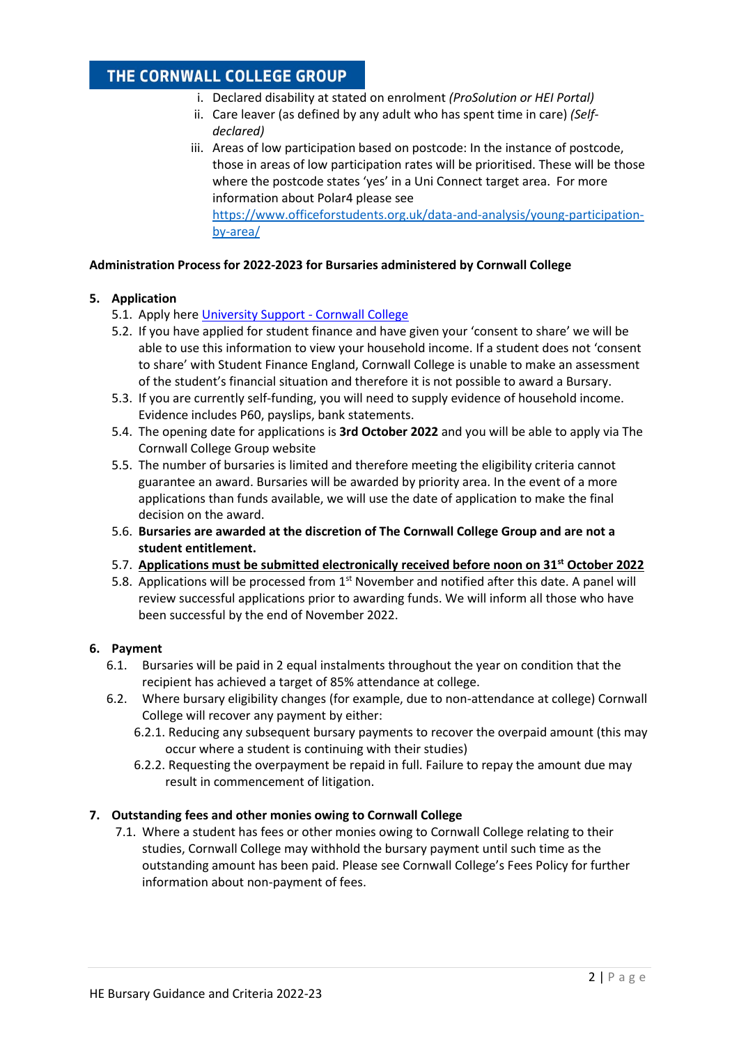i. Declared disability at stated on enrolment *(ProSolution or HEI Portal)*
ii. Care leaver (as defined by any adult who has spent time in care) *(Self-declared)*
iii. Areas of low participation based on postcode: In the instance of postcode, those in areas of low participation rates will be prioritised. These will be those where the postcode states 'yes' in a Uni Connect target area. For more information about Polar4 please see [https://www.officeforstudents.org.uk/data-and-analysis/young-participation-by-area/](https://www.officeforstudents.org.uk/data-and-analysis/young-participation-by-area/)

**Administration Process for 2022-2023 for Bursaries administered by Cornwall College**

**5. Application**

5.1. Apply here [University Support - Cornwall College]()

5.2. If you have applied for student finance and have given your 'consent to share' we will be able to use this information to view your household income. If a student does not 'consent to share' with Student Finance England, Cornwall College is unable to make an assessment of the student's financial situation and therefore it is not possible to award a Bursary.

5.3. If you are currently self-funding, you will need to supply evidence of household income. Evidence includes P60, payslips, bank statements.

5.4. The opening date for applications is **3rd October 2022** and you will be able to apply via The Cornwall College Group website

5.5. The number of bursaries is limited and therefore meeting the eligibility criteria cannot guarantee an award. Bursaries will be awarded by priority area. In the event of a more applications than funds available, we will use the date of application to make the final decision on the award.

5.6. **Bursaries are awarded at the discretion of The Cornwall College Group and are not a student entitlement.**

5.7. **<u>Applications must be submitted electronically received before noon on 31st October 2022</u>**

5.8. Applications will be processed from 1st November and notified after this date. A panel will review successful applications prior to awarding funds. We will inform all those who have been successful by the end of November 2022.

**6. Payment**

6.1. Bursaries will be paid in 2 equal instalments throughout the year on condition that the recipient has achieved a target of 85% attendance at college.

6.2. Where bursary eligibility changes (for example, due to non-attendance at college) Cornwall College will recover any payment by either:

6.2.1. Reducing any subsequent bursary payments to recover the overpaid amount (this may occur where a student is continuing with their studies)

6.2.2. Requesting the overpayment be repaid in full. Failure to repay the amount due may result in commencement of litigation.

**7. Outstanding fees and other monies owing to Cornwall College**

7.1. Where a student has fees or other monies owing to Cornwall College relating to their studies, Cornwall College may withhold the bursary payment until such time as the outstanding amount has been paid. Please see Cornwall College's Fees Policy for further information about non-payment of fees.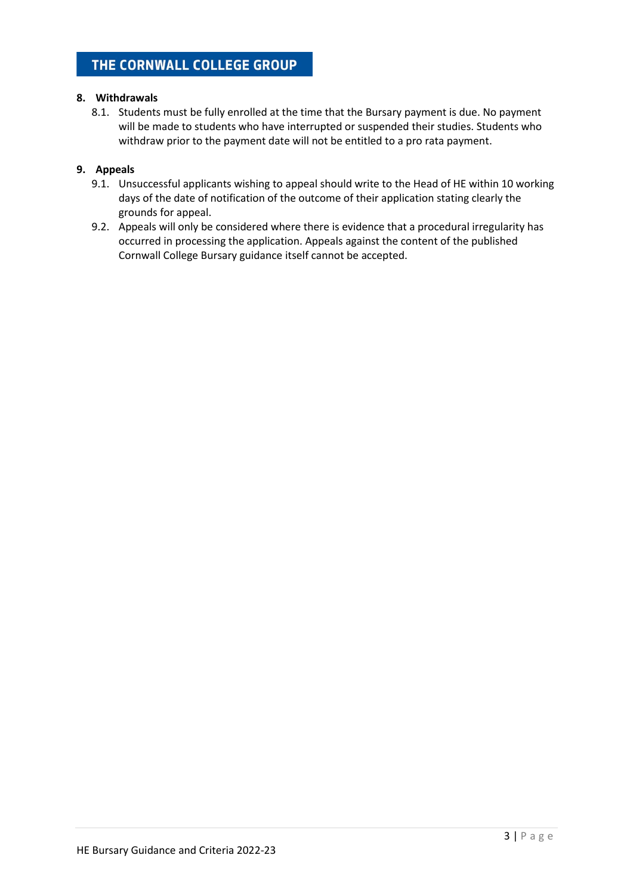## 8. Withdrawals

8.1. Students must be fully enrolled at the time that the Bursary payment is due. No payment will be made to students who have interrupted or suspended their studies. Students who withdraw prior to the payment date will not be entitled to a pro rata payment.

## 9. Appeals

9.1. Unsuccessful applicants wishing to appeal should write to the Head of HE within 10 working days of the date of notification of the outcome of their application stating clearly the grounds for appeal.

9.2. Appeals will only be considered where there is evidence that a procedural irregularity has occurred in processing the application. Appeals against the content of the published Cornwall College Bursary guidance itself cannot be accepted.